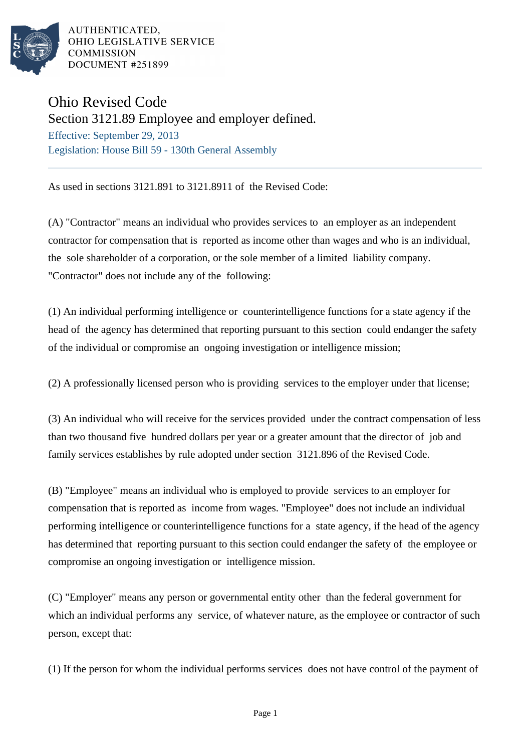AUTHENTICATED,
OHIO LEGISLATIVE SERVICE
COMMISSION
DOCUMENT #251899

# Ohio Revised Code

## Section 3121.89 Employee and employer defined.

Effective: September 29, 2013

Legislation: House Bill 59 - 130th General Assembly

As used in sections 3121.891 to 3121.8911 of the Revised Code:

(A) "Contractor" means an individual who provides services to an employer as an independent contractor for compensation that is reported as income other than wages and who is an individual, the sole shareholder of a corporation, or the sole member of a limited liability company. "Contractor" does not include any of the following:

(1) An individual performing intelligence or counterintelligence functions for a state agency if the head of the agency has determined that reporting pursuant to this section could endanger the safety of the individual or compromise an ongoing investigation or intelligence mission;

(2) A professionally licensed person who is providing services to the employer under that license;

(3) An individual who will receive for the services provided under the contract compensation of less than two thousand five hundred dollars per year or a greater amount that the director of job and family services establishes by rule adopted under section 3121.896 of the Revised Code.

(B) "Employee" means an individual who is employed to provide services to an employer for compensation that is reported as income from wages. "Employee" does not include an individual performing intelligence or counterintelligence functions for a state agency, if the head of the agency has determined that reporting pursuant to this section could endanger the safety of the employee or compromise an ongoing investigation or intelligence mission.

(C) "Employer" means any person or governmental entity other than the federal government for which an individual performs any service, of whatever nature, as the employee or contractor of such person, except that:

(1) If the person for whom the individual performs services does not have control of the payment of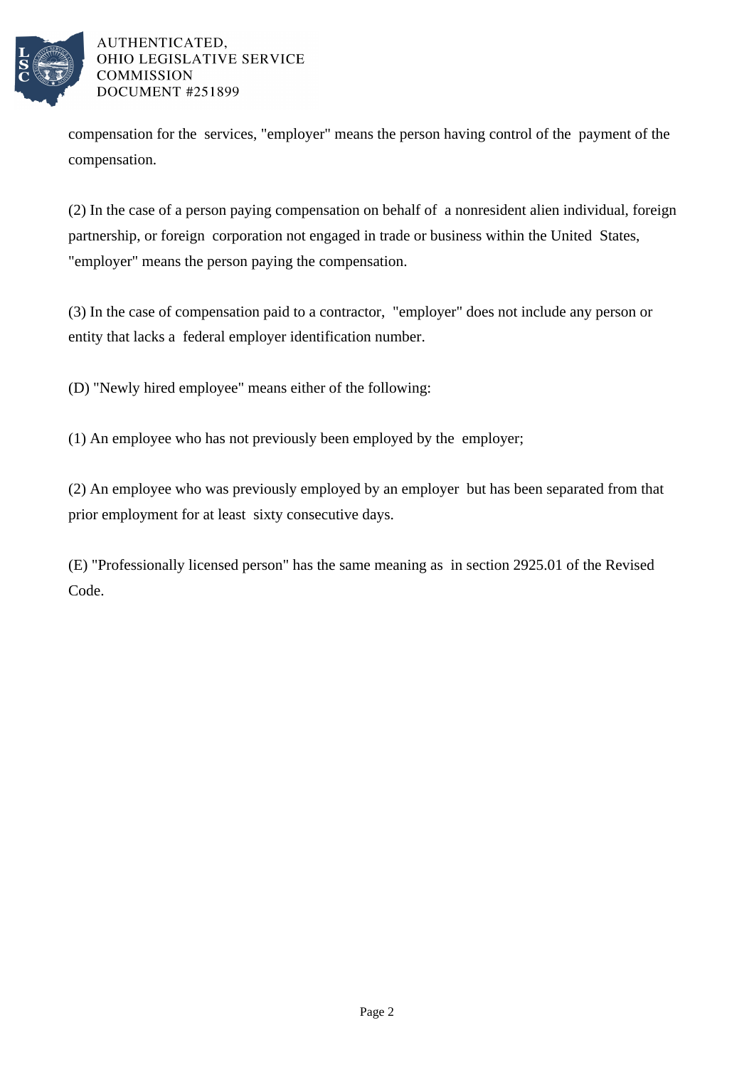compensation for the services, "employer" means the person having control of the payment of the compensation.

(2) In the case of a person paying compensation on behalf of a nonresident alien individual, foreign partnership, or foreign corporation not engaged in trade or business within the United States, "employer" means the person paying the compensation.

(3) In the case of compensation paid to a contractor, "employer" does not include any person or entity that lacks a federal employer identification number.

(D) "Newly hired employee" means either of the following:

(1) An employee who has not previously been employed by the employer;

(2) An employee who was previously employed by an employer but has been separated from that prior employment for at least sixty consecutive days.

(E) "Professionally licensed person" has the same meaning as in section 2925.01 of the Revised Code.